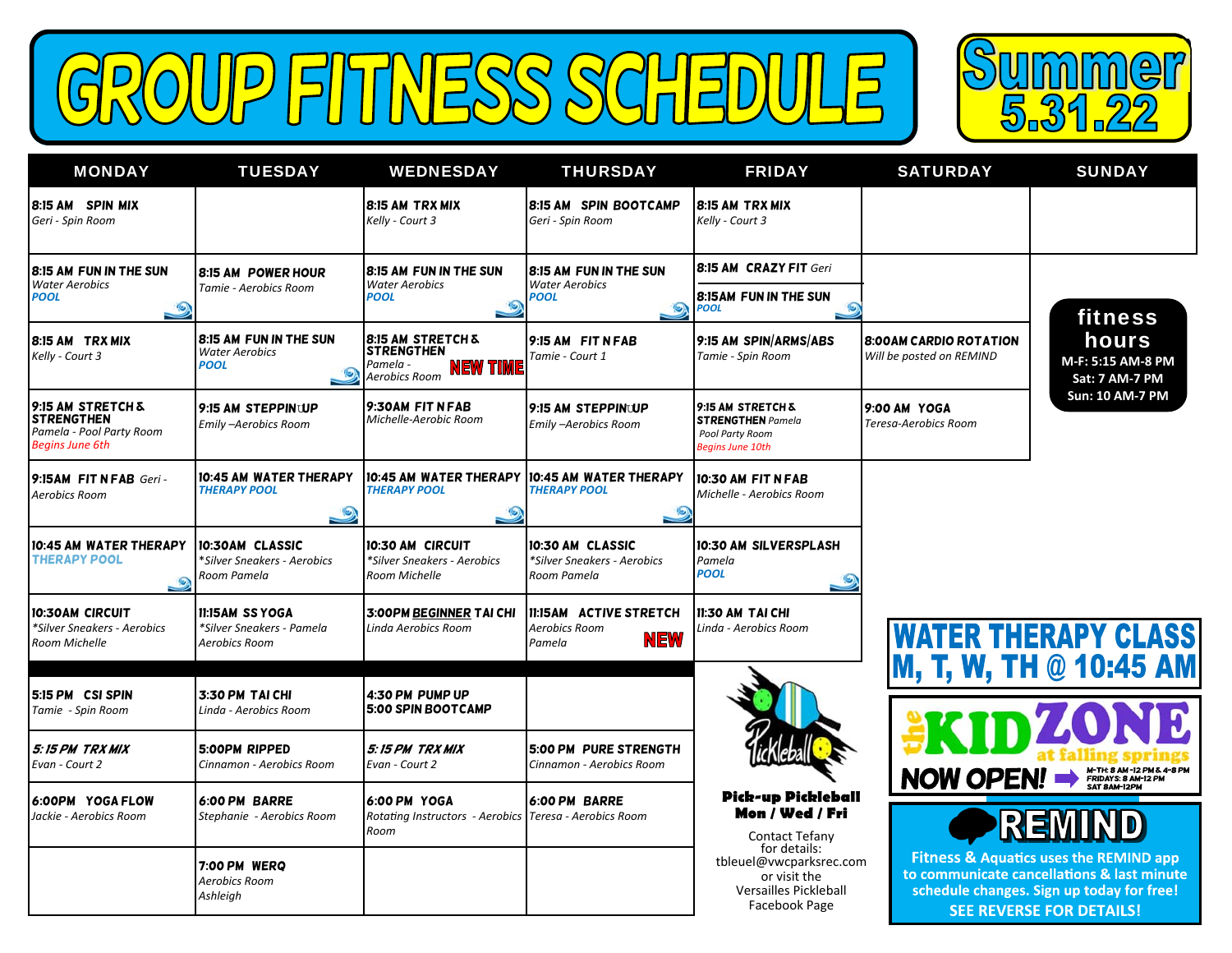# GROUP FITNESS SCHEDULE

**Summer 5.31.22**

| MONDAY | TUESDAY | WEDNESDAY | THURSDAY | FRIDAY | SATURDAY | SUNDAY |
|---|---|---|---|---|---|---|
| **8:15 AM SPIN MIX** *Geri - Spin Room* | | **8:15 AM TRX MIX** *Kelly - Court 3* | **8:15 AM SPIN BOOTCAMP** *Geri - Spin Room* | **8:15 AM TRX MIX** *Kelly - Court 3* | | |
| **8:15 AM FUN IN THE SUN** *Water Aerobics* ***POOL*** | **8:15 AM POWER HOUR** *Tamie - Aerobics Room* | **8:15 AM FUN IN THE SUN** *Water Aerobics* ***POOL*** | **8:15 AM FUN IN THE SUN** *Water Aerobics* ***POOL*** | **8:15 AM CRAZY FIT** *Geri* / **8:15AM FUN IN THE SUN** ***POOL*** | | **fitness hours** M-F: 5:15 AM-8 PM Sat: 7 AM-7 PM Sun: 10 AM-7 PM |
| **8:15 AM TRX MIX** *Kelly - Court 3* | **8:15 AM FUN IN THE SUN** *Water Aerobics* ***POOL*** | **8:15 AM STRETCH & STRENGTHEN** *Pamela - Aerobics Room* **NEW TIME** | **9:15 AM FIT N FAB** *Tamie - Court 1* | **9:15 AM SPIN/ARMS/ABS** *Tamie - Spin Room* | **8:00AM CARDIO ROTATION** *Will be posted on REMIND* | |
| **9:15 AM STRETCH & STRENGTHEN** *Pamela - Pool Party Room* *Begins June 6th* | **9:15 AM STEPPIN UP** *Emily –Aerobics Room* | **9:30AM FIT N FAB** *Michelle-Aerobic Room* | **9:15 AM STEPPIN UP** *Emily –Aerobics Room* | **9:15 AM STRETCH & STRENGTHEN** *Pamela* *Pool Party Room* *Begins June 10th* | **9:00 AM YOGA** *Teresa-Aerobics Room* | |
| **9:15AM FIT N FAB** *Geri - Aerobics Room* | **10:45 AM WATER THERAPY** ***THERAPY POOL*** | **10:45 AM WATER THERAPY** ***THERAPY POOL*** | **10:45 AM WATER THERAPY** ***THERAPY POOL*** | **10:30 AM FIT N FAB** *Michelle - Aerobics Room* | | |
| **10:45 AM WATER THERAPY** ***THERAPY POOL*** | **10:30AM CLASSIC** *\*Silver Sneakers - Aerobics Room Pamela* | **10:30 AM CIRCUIT** *\*Silver Sneakers - Aerobics Room Michelle* | **10:30 AM CLASSIC** *\*Silver Sneakers - Aerobics Room Pamela* | **10:30 AM SILVERSPLASH** *Pamela* ***POOL*** | | |
| **10:30AM CIRCUIT** *\*Silver Sneakers - Aerobics Room Michelle* | **11:15AM SS YOGA** *\*Silver Sneakers - Pamela Aerobics Room* | **3:00PM BEGINNER TAI CHI** *Linda Aerobics Room* | **11:15AM ACTIVE STRETCH** *Aerobics Room Pamela* **NEW** | **11:30 AM TAI CHI** *Linda - Aerobics Room* | | |
| **5:15 PM CSI SPIN** *Tamie - Spin Room* | **3:30 PM TAI CHI** *Linda - Aerobics Room* | **4:30 PM PUMP UP** **5:00 SPIN BOOTCAMP** | | | | |
| ***5:15 PM TRX MIX*** *Evan - Court 2* | **5:00PM RIPPED** *Cinnamon - Aerobics Room* | ***5:15 PM TRX MIX*** *Evan - Court 2* | **5:00 PM PURE STRENGTH** *Cinnamon - Aerobics Room* | | | |
| **6:00PM YOGA FLOW** *Jackie - Aerobics Room* | **6:00 PM BARRE** *Stephanie - Aerobics Room* | **6:00 PM YOGA** *Rotating Instructors - Aerobics Room* | **6:00 PM BARRE** *Teresa - Aerobics Room* | | | |
| | **7:00 PM WERQ** *Aerobics Room* *Ashleigh* | | | | | |

**Pick-up Pickleball**
**Mon / Wed / Fri**

Contact Tefany for details: tbleuel@vwcparksrec.com or visit the Versailles Pickleball Facebook Page

**WATER THERAPY CLASS M, T, W, TH @ 10:45 AM**

**the KIDZONE at falling springs NOW OPEN!**
M-TH: 8 AM-12 PM & 4-8 PM
FRIDAYS: 8 AM-12 PM
SAT 8AM-12PM

**REMIND**

**Fitness & Aquatics uses the REMIND app to communicate cancellations & last minute schedule changes. Sign up today for free!**

**SEE REVERSE FOR DETAILS!**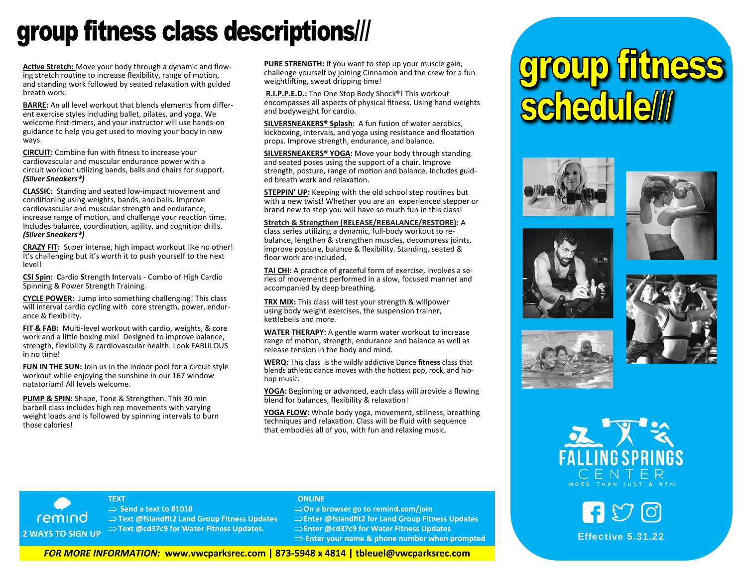# group fitness class descriptions///

**Active Stretch:** Move your body through a dynamic and flowing stretch routine to increase flexibility, range of motion, and standing work followed by seated relaxation with guided breath work.

**BARRE:** An all level workout that blends elements from different exercise styles including ballet, pilates, and yoga. We welcome first-timers, and your instructor will use hands-on guidance to help you get used to moving your body in new ways.

**CIRCUIT:** Combine fun with fitness to increase your cardiovascular and muscular endurance power with a circuit workout utilizing bands, balls and chairs for support. ***(Silver Sneakers®)***

**CLASSIC:** Standing and seated low-impact movement and conditioning using weights, bands, and balls. Improve cardiovascular and muscular strength and endurance, increase range of motion, and challenge your reaction time. Includes balance, coordination, agility, and cognition drills. ***(Silver Sneakers®)***

**CRAZY FIT:** Super intense, high impact workout like no other! It's challenging but it's worth it to push yourself to the next level!

**CSI Spin:** **C**ardio **S**trength **I**ntervals - Combo of High Cardio Spinning & Power Strength Training.

**CYCLE POWER:** Jump into something challenging! This class will interval cardio cycling with core strength, power, endurance & flexibility.

**FIT & FAB:** Multi-level workout with cardio, weights, & core work and a little boxing mix! Designed to improve balance, strength, flexibility & cardiovascular health. Look FABULOUS in no time!

**FUN IN THE SUN:** Join us in the indoor pool for a circuit style workout while enjoying the sunshine in our 167 window natatorium! All levels welcome.

**PUMP & SPIN:** Shape, Tone & Strengthen. This 30 min barbell class includes high rep movements with varying weight loads and is followed by spinning intervals to burn those calories!

**PURE STRENGTH:** If you want to step up your muscle gain, challenge yourself by joining Cinnamon and the crew for a fun weightlifting, sweat dripping time!

**R.I.P.P.E.D.:** The One Stop Body Shock®! This workout encompasses all aspects of physical fitness. Using hand weights and bodyweight for cardio.

**SILVERSNEAKERS® Splash:** A fun fusion of water aerobics, kickboxing, intervals, and yoga using resistance and floatation props. Improve strength, endurance, and balance.

**SILVERSNEAKERS® YOGA:** Move your body through standing and seated poses using the support of a chair. Improve strength, posture, range of motion and balance. Includes guided breath work and relaxation.

**STEPPIN' UP:** Keeping with the old school step routines but with a new twist! Whether you are an experienced stepper or brand new to step you will have so much fun in this class!

**Stretch & Strengthen (RELEASE/REBALANCE/RESTORE):** A class series utilizing a dynamic, full-body workout to rebalance, lengthen & strengthen muscles, decompress joints, improve posture, balance & flexibility. Standing, seated & floor work are included.

**TAI CHI:** A practice of graceful form of exercise, involves a series of movements performed in a slow, focused manner and accompanied by deep breathing.

**TRX MIX:** This class will test your strength & willpower using body weight exercises, the suspension trainer, kettlebells and more.

**WATER THERAPY:** A gentle warm water workout to increase range of motion, strength, endurance and balance as well as release tension in the body and mind.

**WERQ:** This class is the wildly addictive Dance **fitness** class that blends athletic dance moves with the hottest pop, rock, and hip-hop music.

**YOGA:** Beginning or advanced, each class will provide a flowing blend for balances, flexibility & relaxation!

**YOGA FLOW:** Whole body yoga, movement, stillness, breathing techniques and relaxation. Class will be fluid with sequence that embodies all of you, with fun and relaxing music.

remind

**2 WAYS TO SIGN UP**

**TEXT**

- ⇒ Send a text to 81010
- ⇒ Text @fslandfit2 Land Group Fitness Updates
- ⇒ Text @cd37c9 for Water Fitness Updates.

**ONLINE**

- ⇒ On a browser go to remind.com/join
- ⇒ Enter @fslandfit2 for Land Group Fitness Updates
- ⇒ Enter @cd37c9 for Water Fitness Updates
- ⇒ Enter your name & phone number when prompted

***FOR MORE INFORMATION:*** **www.vwcparksrec.com | 873-5948 x 4814 | tbleuel@vwcparksrec.com**

# group fitness schedule///

FALLING SPRINGS CENTER

MORE THAN JUST A GYM

Effective 5.31.22